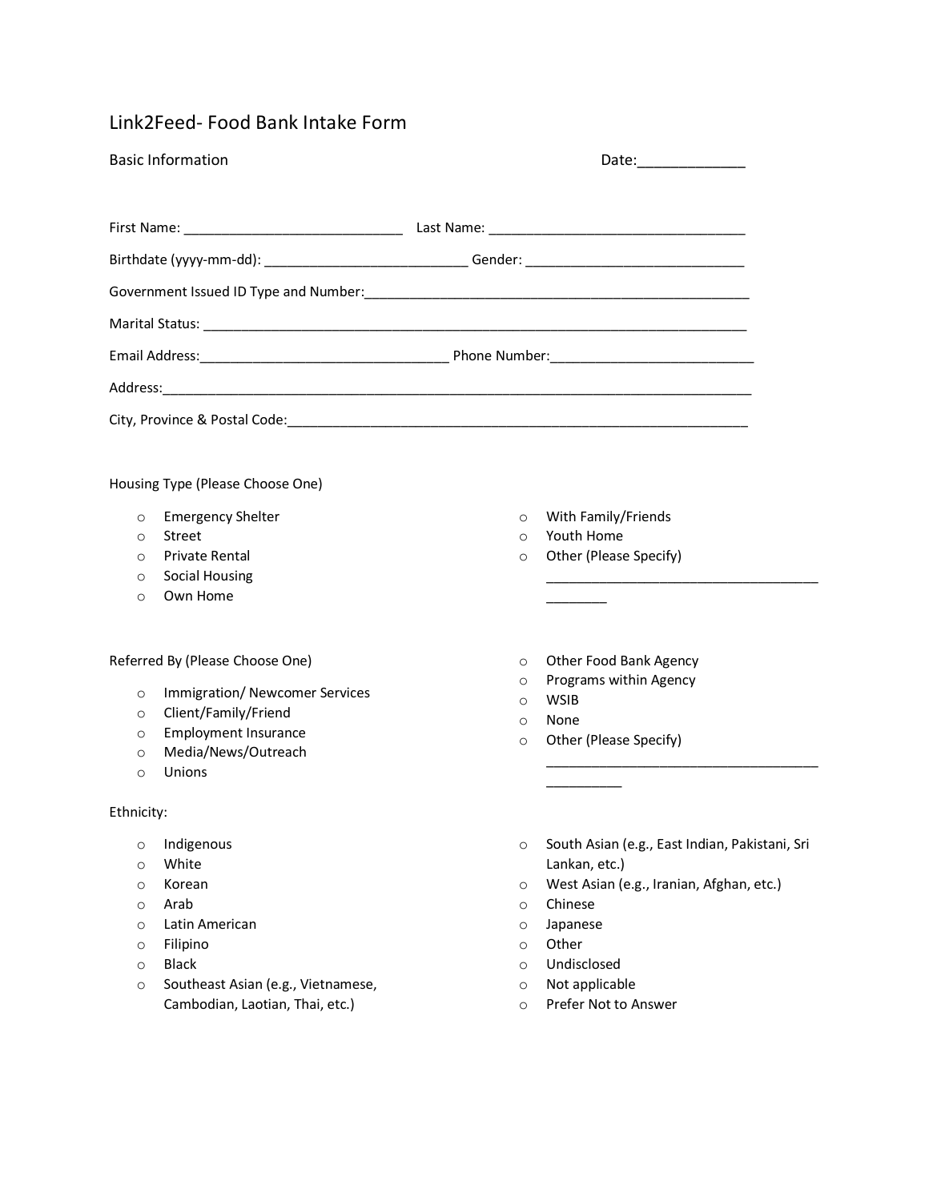# Link2Feed- Food Bank Intake Form

Basic Information Date:_____________

First Name: ____________________________ Last Name: __________________________________

Birthdate (yyyy-mm-dd): ___________________________ Gender: ______________________________

Government Issued ID Type and Number:_____________________________________________________

Marital Status: ____________________________________________________________________________

Email Address:_________________________________ Phone Number:___________________________

Address:_____________________________________________________________________________

City, Province & Postal Code:____________________________________________________________

Housing Type (Please Choose One)

- ○ Emergency Shelter
- ○ Street
- ○ Private Rental
- ○ Social Housing
- ○ Own Home
- ○ With Family/Friends
- ○ Youth Home
- ○ Other (Please Specify) ____________________________________________

Referred By (Please Choose One)

- ○ Immigration/ Newcomer Services
- ○ Client/Family/Friend
- ○ Employment Insurance
- ○ Media/News/Outreach
- ○ Unions
- ○ Other Food Bank Agency
- ○ Programs within Agency
- ○ WSIB
- ○ None
- ○ Other (Please Specify) ______________________________________________

Ethnicity:

- ○ Indigenous
- ○ White
- ○ Korean
- ○ Arab
- ○ Latin American
- ○ Filipino
- ○ Black
- ○ Southeast Asian (e.g., Vietnamese, Cambodian, Laotian, Thai, etc.)
- ○ South Asian (e.g., East Indian, Pakistani, Sri Lankan, etc.)
- ○ West Asian (e.g., Iranian, Afghan, etc.)
- ○ Chinese
- ○ Japanese
- ○ Other
- ○ Undisclosed
- ○ Not applicable
- ○ Prefer Not to Answer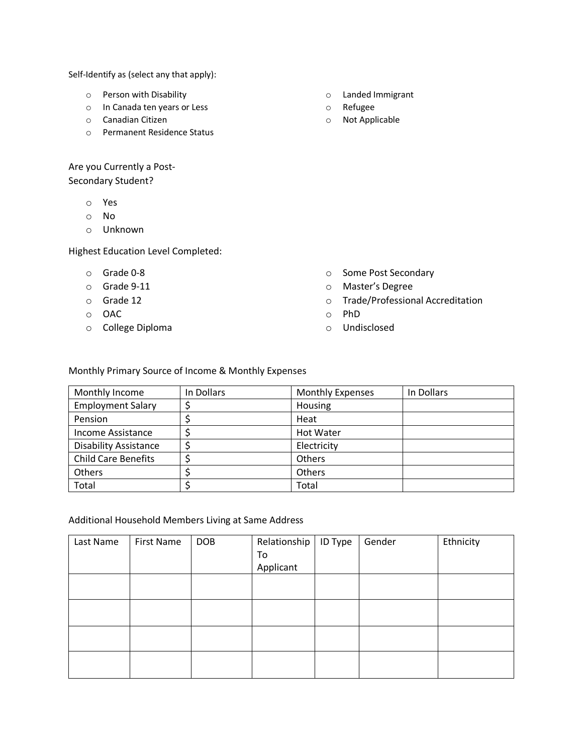Self-Identify as (select any that apply):

- Person with Disability
- In Canada ten years or Less
- Canadian Citizen
- Permanent Residence Status
- Landed Immigrant
- Refugee
- Not Applicable

Are you Currently a Post-Secondary Student?

- Yes
- No
- Unknown

Highest Education Level Completed:

- Grade 0-8
- Grade 9-11
- Grade 12
- OAC
- College Diploma
- Some Post Secondary
- Master's Degree
- Trade/Professional Accreditation
- PhD
- Undisclosed

Monthly Primary Source of Income & Monthly Expenses

| Monthly Income | In Dollars | Monthly Expenses | In Dollars |
| --- | --- | --- | --- |
| Employment Salary | $ | Housing | |
| Pension | $ | Heat | |
| Income Assistance | $ | Hot Water | |
| Disability Assistance | $ | Electricity | |
| Child Care Benefits | $ | Others | |
| Others | $ | Others | |
| Total | $ | Total | |

Additional Household Members Living at Same Address

| Last Name | First Name | DOB | Relationship To Applicant | ID Type | Gender | Ethnicity |
| --- | --- | --- | --- | --- | --- | --- |
| | | | | | | |
| | | | | | | |
| | | | | | | |
| | | | | | | |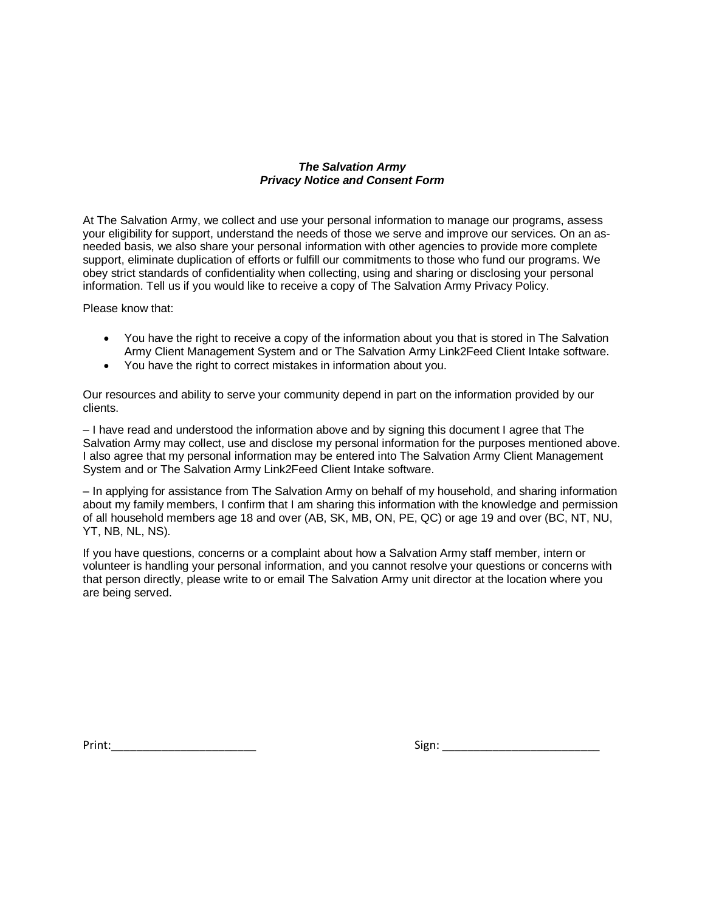***The Salvation Army***
***Privacy Notice and Consent Form***

At The Salvation Army, we collect and use your personal information to manage our programs, assess your eligibility for support, understand the needs of those we serve and improve our services. On an as-needed basis, we also share your personal information with other agencies to provide more complete support, eliminate duplication of efforts or fulfill our commitments to those who fund our programs. We obey strict standards of confidentiality when collecting, using and sharing or disclosing your personal information. Tell us if you would like to receive a copy of The Salvation Army Privacy Policy.

Please know that:

- You have the right to receive a copy of the information about you that is stored in The Salvation Army Client Management System and or The Salvation Army Link2Feed Client Intake software.
- You have the right to correct mistakes in information about you.

Our resources and ability to serve your community depend in part on the information provided by our clients.

– I have read and understood the information above and by signing this document I agree that The Salvation Army may collect, use and disclose my personal information for the purposes mentioned above. I also agree that my personal information may be entered into The Salvation Army Client Management System and or The Salvation Army Link2Feed Client Intake software.

– In applying for assistance from The Salvation Army on behalf of my household, and sharing information about my family members, I confirm that I am sharing this information with the knowledge and permission of all household members age 18 and over (AB, SK, MB, ON, PE, QC) or age 19 and over (BC, NT, NU, YT, NB, NL, NS).

If you have questions, concerns or a complaint about how a Salvation Army staff member, intern or volunteer is handling your personal information, and you cannot resolve your questions or concerns with that person directly, please write to or email The Salvation Army unit director at the location where you are being served.

Print:_______________________ Sign: _________________________